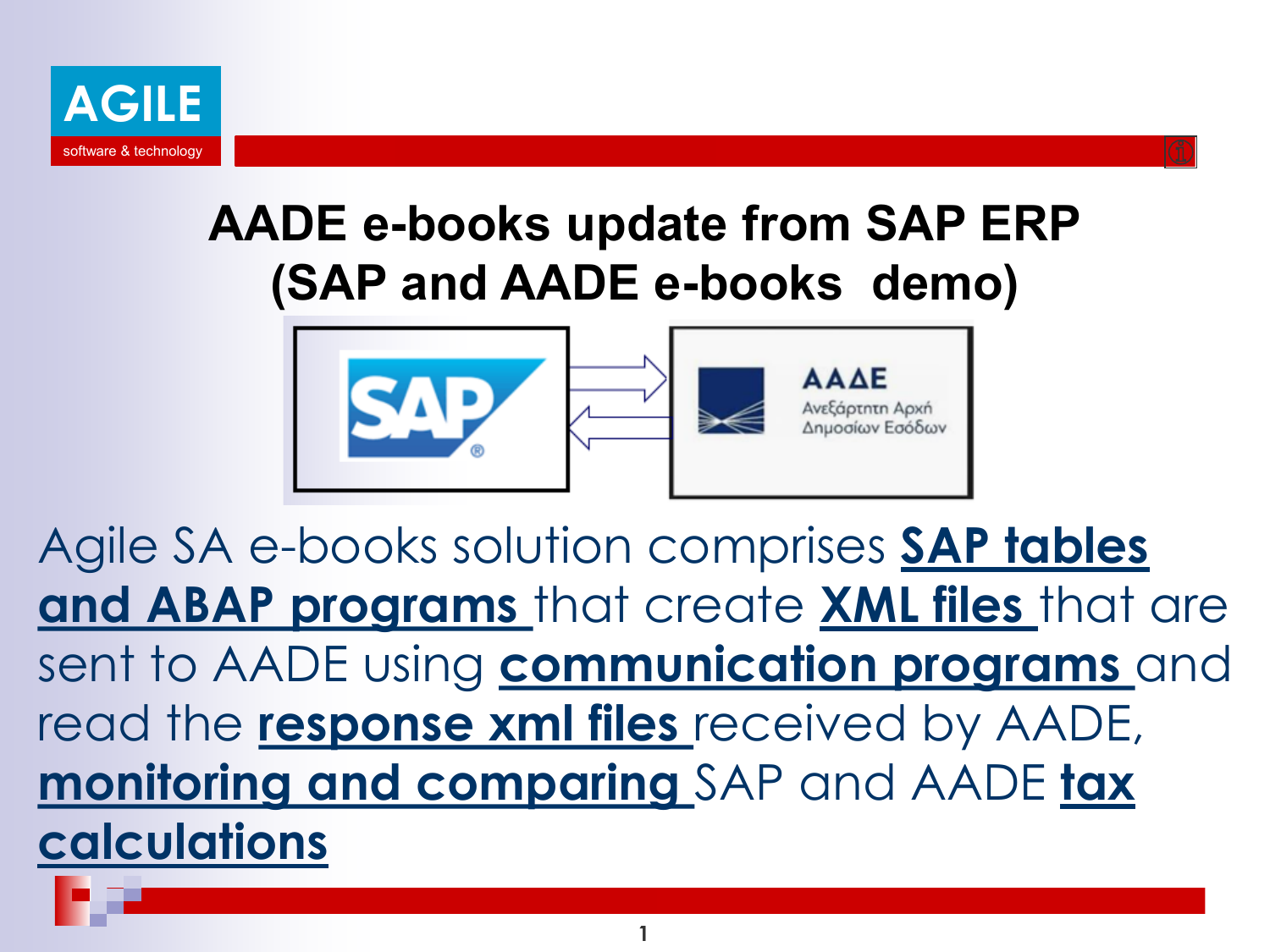# AADE e-books update from SAP ERP (SAP and AADE e-books demo)

Agile SA e-books solution comprises **SAP tables and ABAP programs** that create **XML files** that are sent to AADE using **communication programs** and read the **response xml files** received by AADE, **monitoring and comparing** SAP and AADE **tax calculations**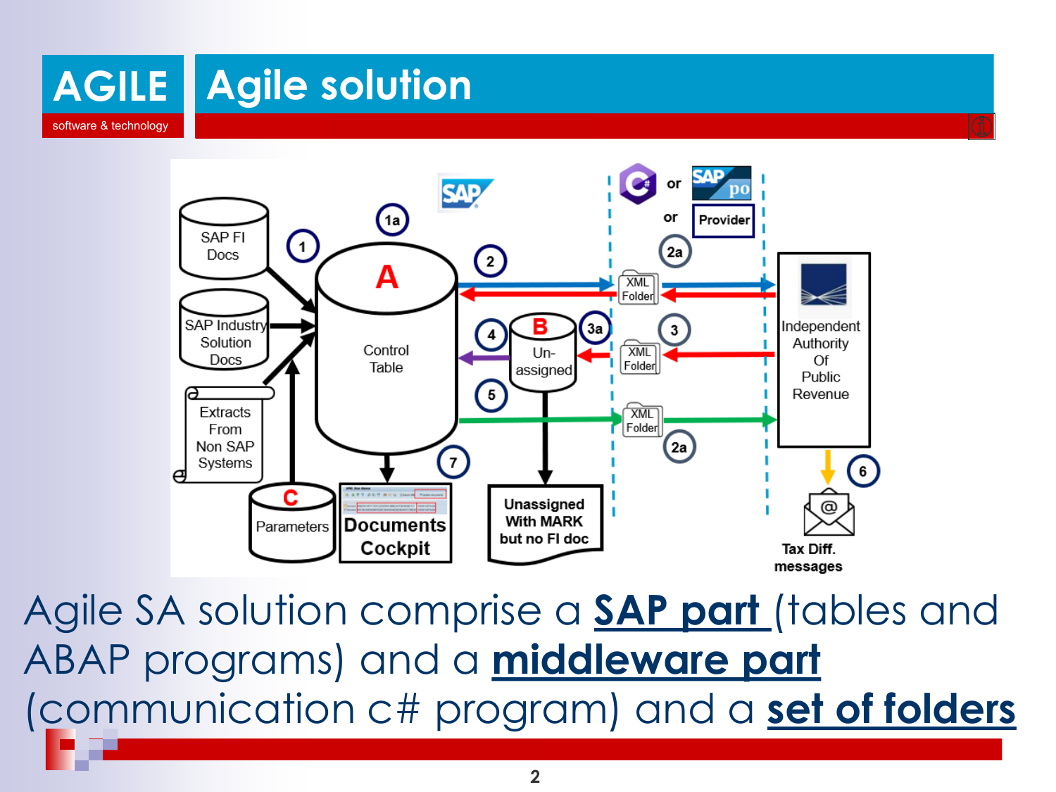# Agile solution

SAP FI Docs

SAP Industry Solution Docs

Extracts From Non SAP Systems

A — Control Table

B — Un-assigned

C — Parameters

Documents Cockpit

Unassigned With MARK but no FI doc

XML Folder

C# or SAP po or Provider

Independent Authority Of Public Revenue

Tax Diff. messages

1, 1a, 2, 2a, 3, 3a, 4, 5, 6, 7

Agile SA solution comprise a **SAP part** (tables and ABAP programs) and a **middleware part** (communication c# program) and a **set of folders**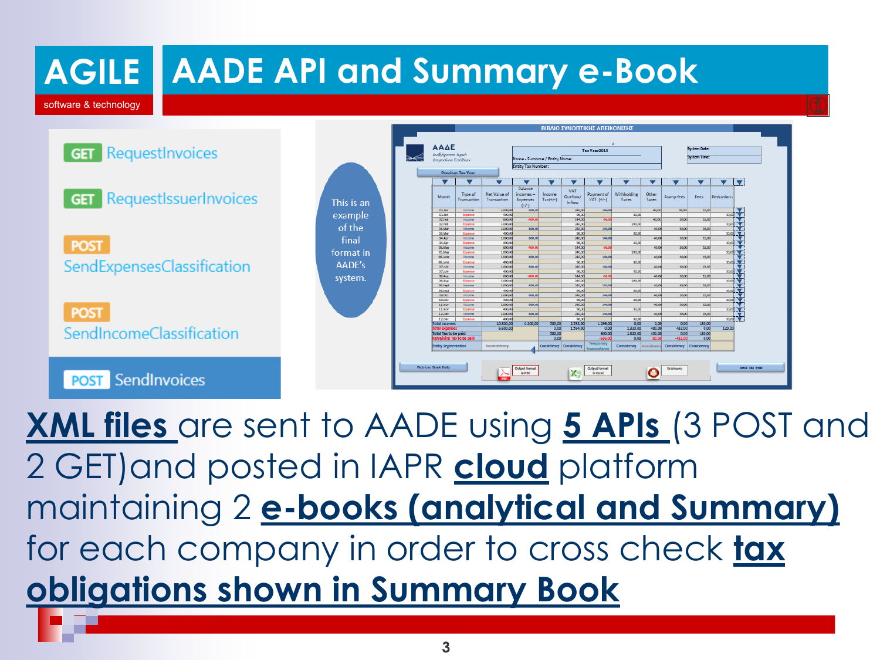# AGILE software & technology — AADE API and Summary e-Book

- GET RequestInvoices
- GET RequestIssuerInvoices
- POST SendExpensesClassification
- POST SendIncomeClassification
- POST SendInvoices

This is an example of the final format in AADE's system.

**XML files** are sent to AADE using **5 APIs** (3 POST and 2 GET)and posted in IAPR **cloud** platform maintaining 2 **e-books (analytical and Summary)** for each company in order to cross check **tax obligations shown in Summary Book**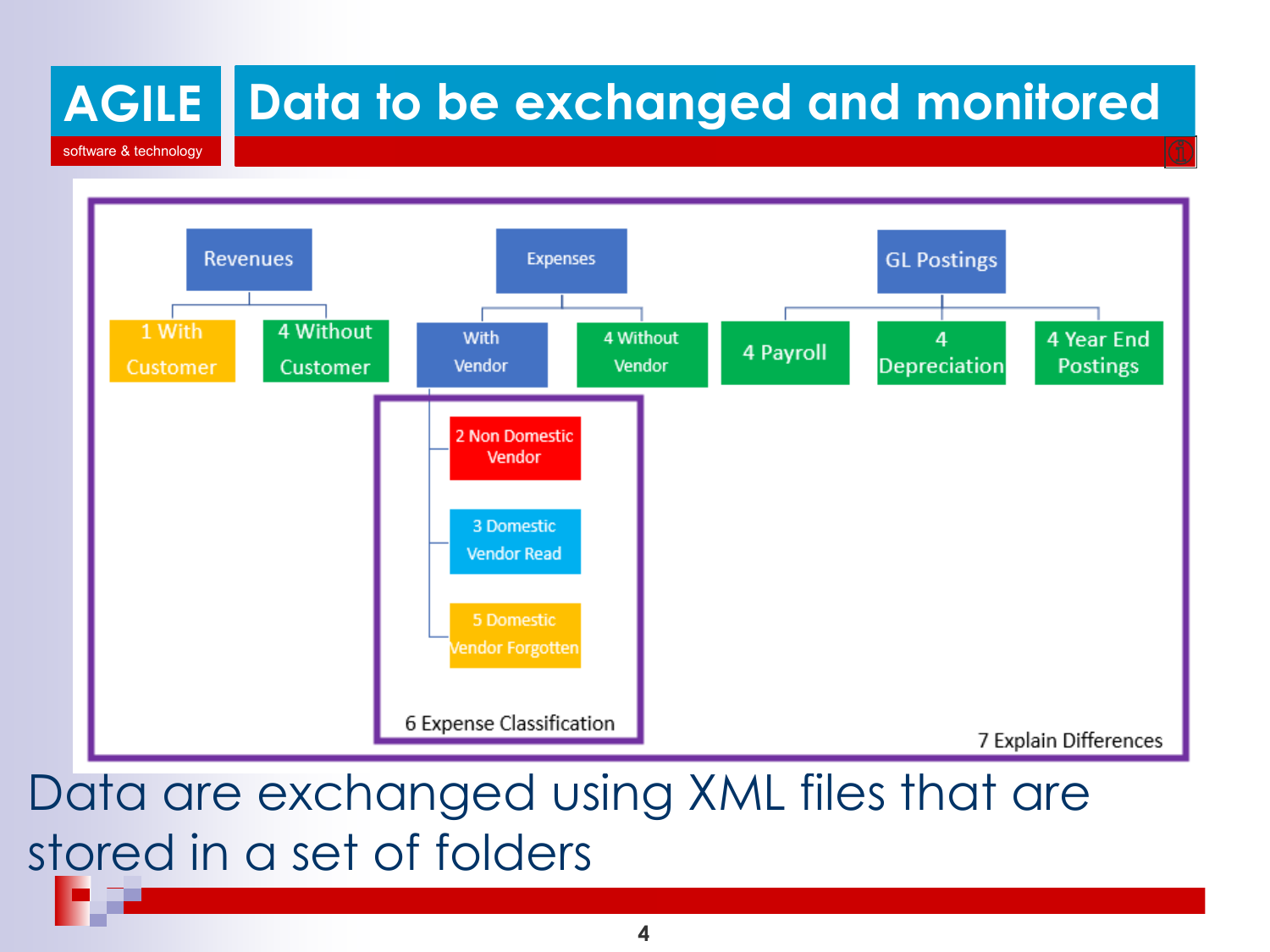# Data to be exchanged and monitored

- **Revenues**
  - 1 With Customer
  - 4 Without Customer
- **Expenses**
  - With Vendor
    - 2 Non Domestic Vendor
    - 3 Domestic Vendor Read
    - 5 Domestic Vendor Forgotten
  - 4 Without Vendor
- **GL Postings**
  - 4 Payroll
  - 4 Depreciation
  - 4 Year End Postings

6 Expense Classification

7 Explain Differences

Data are exchanged using XML files that are stored in a set of folders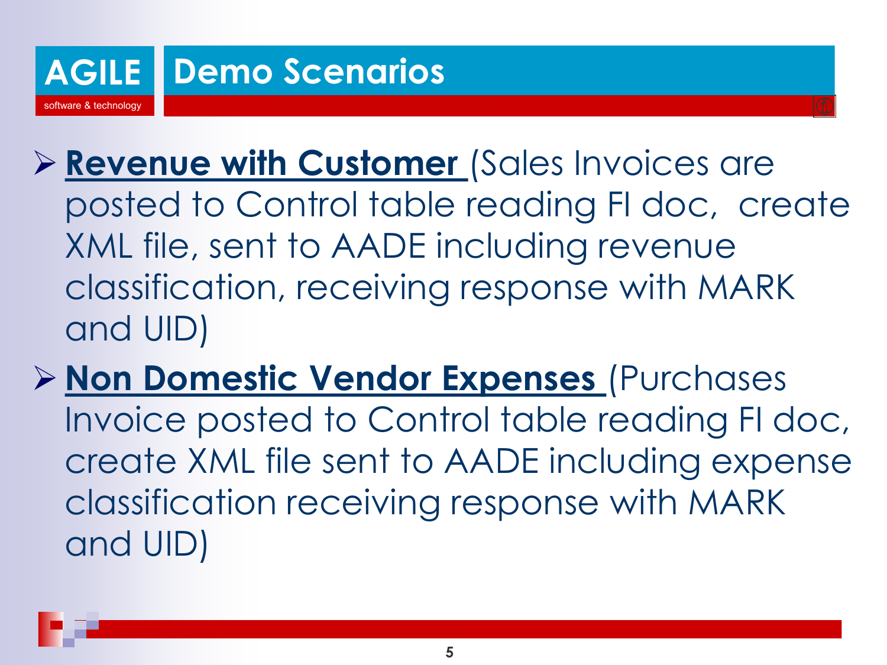## Demo Scenarios

- **Revenue with Customer** (Sales Invoices are posted to Control table reading FI doc, create XML file, sent to AADE including revenue classification, receiving response with MARK and UID)
- **Non Domestic Vendor Expenses** (Purchases Invoice posted to Control table reading FI doc, create XML file sent to AADE including expense classification receiving response with MARK and UID)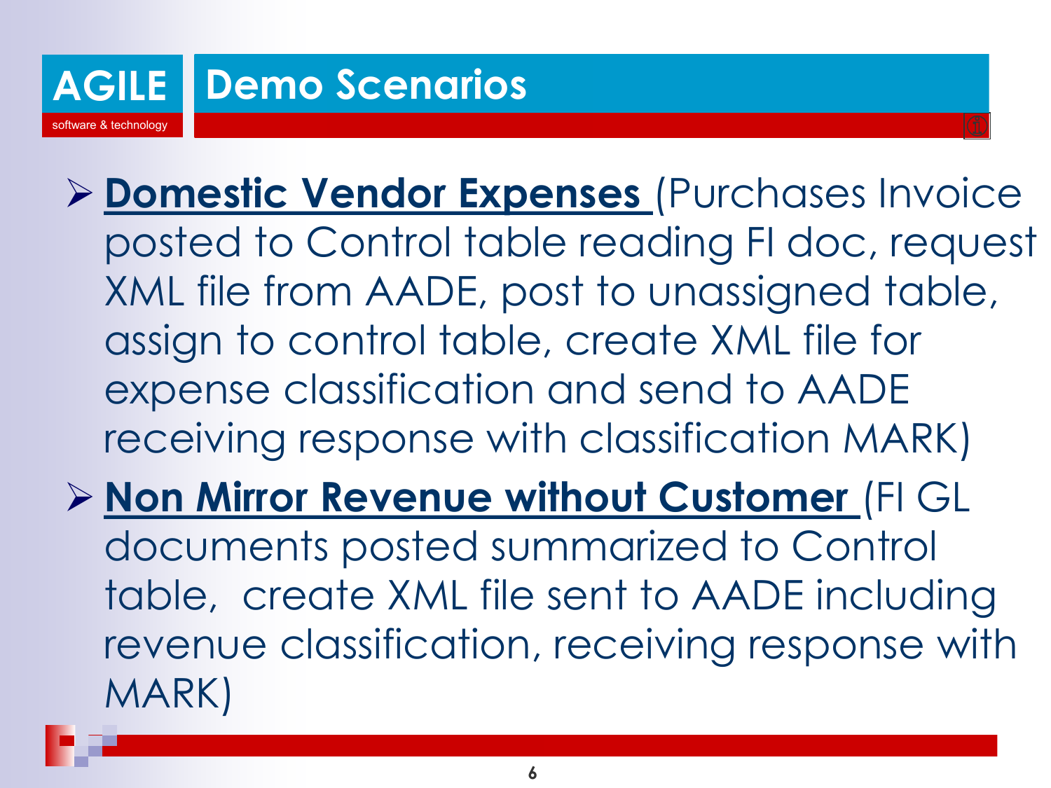# Demo Scenarios

- **Domestic Vendor Expenses** (Purchases Invoice posted to Control table reading FI doc, request XML file from AADE, post to unassigned table, assign to control table, create XML file for expense classification and send to AADE receiving response with classification MARK)
- **Non Mirror Revenue without Customer** (FI GL documents posted summarized to Control table, create XML file sent to AADE including revenue classification, receiving response with MARK)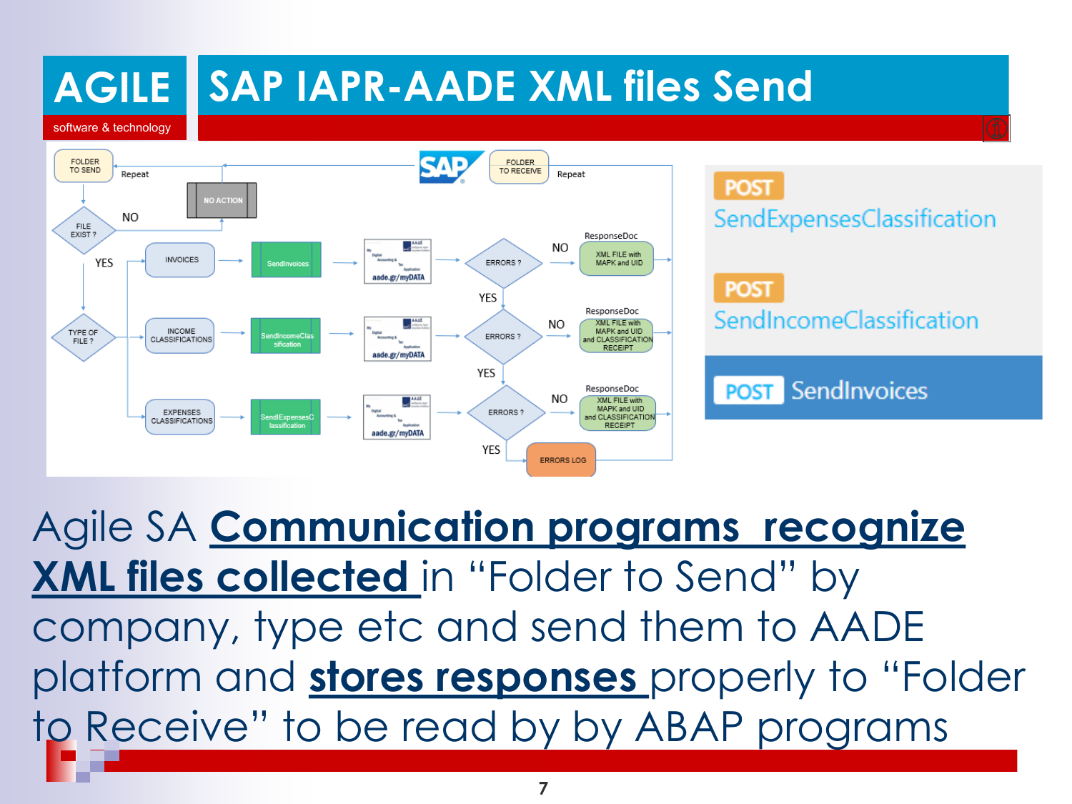# AGILE software & technology

# SAP IAPR-AADE XML files Send

FOLDER TO SEND — Repeat

NO ACTION

FILE EXIST ? — NO / YES

TYPE OF FILE ?

INVOICES → SendInvoices → aade.gr/myDATA → ERRORS ? — NO → ResponseDoc: XML FILE with MAPK and UID

INCOME CLASSIFICATIONS → SendIncomeClassification → aade.gr/myDATA → ERRORS ? — NO → ResponseDoc: XML FILE with MAPK and UID and CLASSIFICATION RECEIPT

EXPENSES CLASSIFICATIONS → SendExpensesClassification → aade.gr/myDATA → ERRORS ? — NO → ResponseDoc: XML FILE with MAPK and UID and CLASSIFICATION RECEIPT

YES → ERRORS LOG

SAP — FOLDER TO RECEIVE — Repeat

POST SendExpensesClassification

POST SendIncomeClassification

POST SendInvoices

Agile SA **Communication programs recognize XML files collected** in "Folder to Send" by company, type etc and send them to AADE platform and **stores responses** properly to "Folder to Receive" to be read by by ABAP programs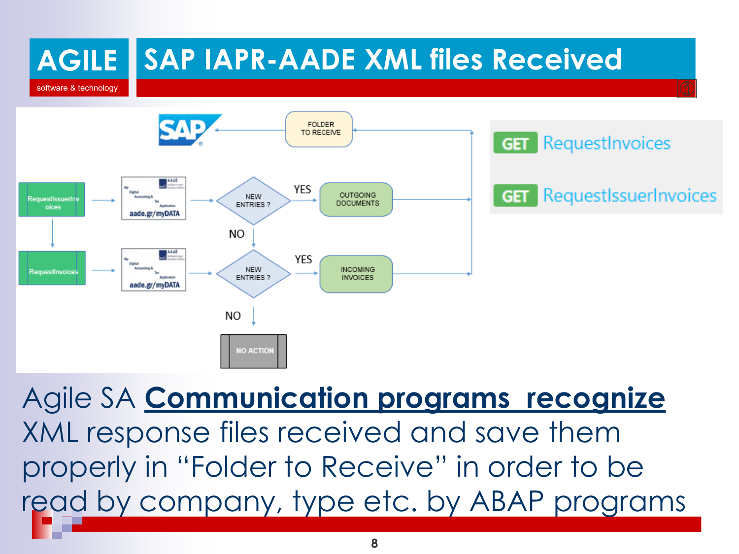# SAP IAPR-AADE XML files Received

FOLDER TO RECEIVE

RequestIssuerInvoices → aade.gr/myDATA → NEW ENTRIES ? → YES → OUTGOING DOCUMENTS

NO

RequestInvoices → aade.gr/myDATA → NEW ENTRIES ? → YES → INCOMING INVOICES

NO

NO ACTION

GET RequestInvoices

GET RequestIssuerInvoices

Agile SA **Communication programs recognize** XML response files received and save them properly in "Folder to Receive" in order to be read by company, type etc. by ABAP programs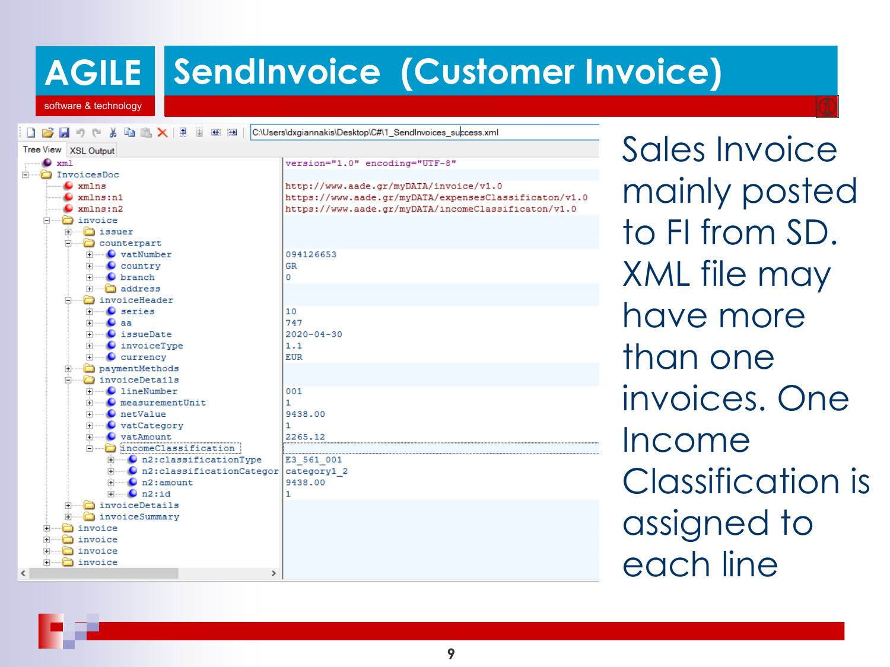# AGILE software & technology

# SendInvoice (Customer Invoice)

C:\Users\dxgiannakis\Desktop\C#\1_SendInvoices_success.xml

Tree View | XSL Output

| Node | Value |
|---|---|
| xml | version="1.0" encoding="UTF-8" |
| InvoicesDoc | |
| xmlns | http://www.aade.gr/myDATA/invoice/v1.0 |
| xmlns:n1 | https://www.aade.gr/myDATA/expensesClassificaton/v1.0 |
| xmlns:n2 | https://www.aade.gr/myDATA/incomeClassificaton/v1.0 |
| invoice | |
| issuer | |
| counterpart | |
| vatNumber | 094126653 |
| country | GR |
| branch | 0 |
| address | |
| invoiceHeader | |
| series | 10 |
| aa | 747 |
| issueDate | 2020-04-30 |
| invoiceType | 1.1 |
| currency | EUR |
| paymentMethods | |
| invoiceDetails | |
| lineNumber | 001 |
| measurementUnit | 1 |
| netValue | 9438.00 |
| vatCategory | 1 |
| vatAmount | 2265.12 |
| incomeClassification | |
| n2:classificationType | E3_561_001 |
| n2:classificationCategor | category1_2 |
| n2:amount | 9438.00 |
| n2:id | 1 |
| invoiceDetails | |
| invoiceSummary | |
| invoice | |
| invoice | |
| invoice | |
| invoice | |

Sales Invoice mainly posted to FI from SD. XML file may have more than one invoices. One Income Classification is assigned to each line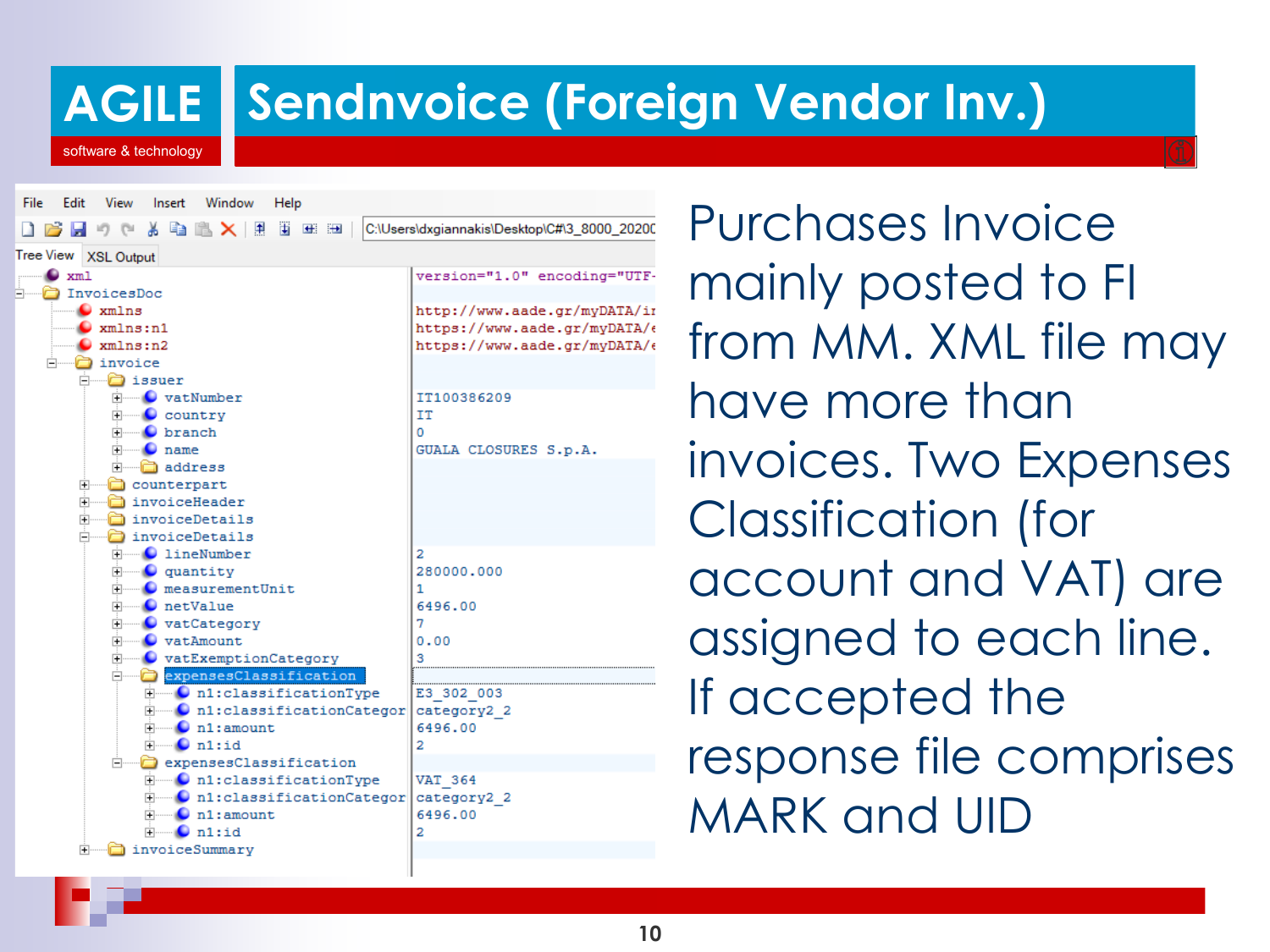# AGILE software & technology

# SendInvoice (Foreign Vendor Inv.)

File Edit View Insert Window Help

C:\Users\dxgiannakis\Desktop\C#\3_8000_2020C

Tree View | XSL Output

```
xml                                   version="1.0" encoding="UTF-
InvoicesDoc
  xmlns                               http://www.aade.gr/myDATA/ir
  xmlns:n1                            https://www.aade.gr/myDATA/e
  xmlns:n2                            https://www.aade.gr/myDATA/e
  invoice
    issuer
      vatNumber                       IT100386209
      country                         IT
      branch                          0
      name                            GUALA CLOSURES S.p.A.
      address
    counterpart
    invoiceHeader
    invoiceDetails
    invoiceDetails
      lineNumber                      2
      quantity                        280000.000
      measurementUnit                 1
      netValue                        6496.00
      vatCategory                     7
      vatAmount                       0.00
      vatExemptionCategory            3
      expensesClassification
        n1:classificationType         E3_302_003
        n1:classificationCategor      category2_2
        n1:amount                     6496.00
        n1:id                         2
      expensesClassification
        n1:classificationType         VAT_364
        n1:classificationCategor      category2_2
        n1:amount                     6496.00
        n1:id                         2
    invoiceSummary
```

Purchases Invoice mainly posted to FI from MM. XML file may have more than invoices. Two Expenses Classification (for account and VAT) are assigned to each line. If accepted the response file comprises MARK and UID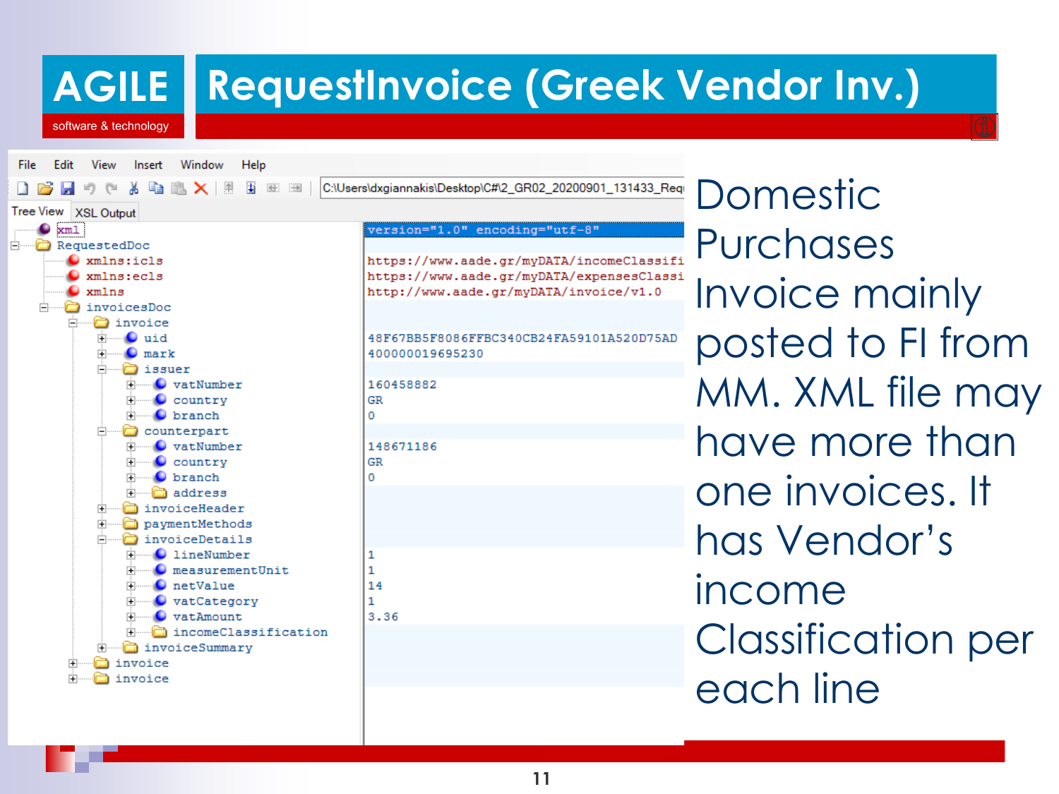# RequestInvoice (Greek Vendor Inv.)

AGILE software & technology

File Edit View Insert Window Help

C:\Users\dxgiannakis\Desktop\C#\2_GR02_20200901_131433_Req

Tree View | XSL Output

```
xml                          version="1.0" encoding="utf-8"
RequestedDoc
  xmlns:icls                 https://www.aade.gr/myDATA/incomeClassifi
  xmlns:ecls                 https://www.aade.gr/myDATA/expensesClassi
  xmlns                      http://www.aade.gr/myDATA/invoice/v1.0
  invoicesDoc
    invoice
      uid                    48F67BB5F8086FFBC340CB24FA59101A520D75AD
      mark                   400000019695230
      issuer
        vatNumber            160458882
        country              GR
        branch               0
      counterpart
        vatNumber            148671186
        country              GR
        branch               0
        address
      invoiceHeader
      paymentMethods
      invoiceDetails
        lineNumber           1
        measurementUnit      1
        netValue             14
        vatCategory          1
        vatAmount            3.36
        incomeClassification
      invoiceSummary
    invoice
    invoice
```

Domestic Purchases Invoice mainly posted to FI from MM. XML file may have more than one invoices. It has Vendor's income Classification per each line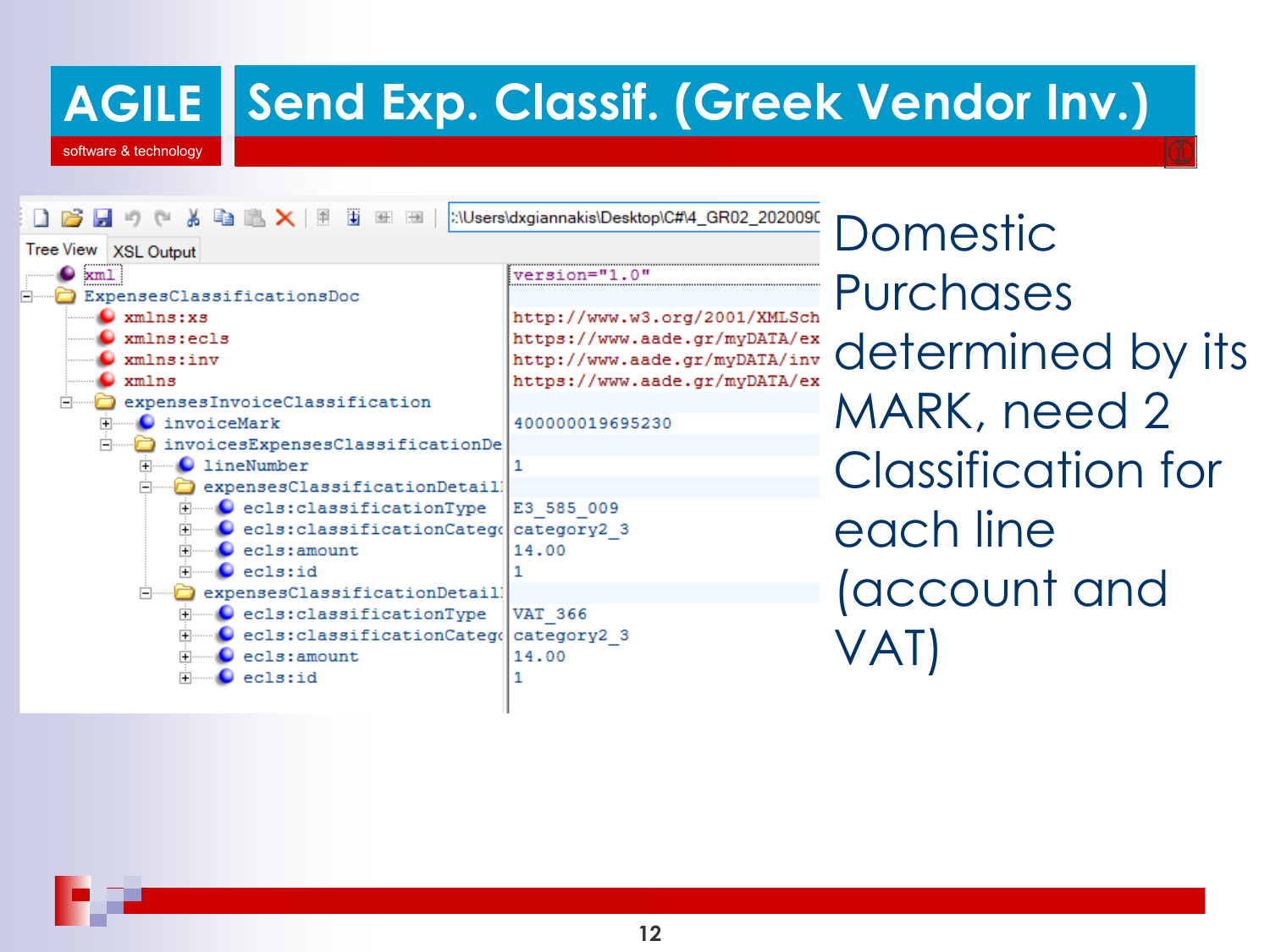# Send Exp. Classif. (Greek Vendor Inv.)

```
xml                                           version="1.0"
ExpensesClassificationsDoc
    xmlns:xs                                  http://www.w3.org/2001/XMLSch
    xmlns:ecls                                https://www.aade.gr/myDATA/ex
    xmlns:inv                                 http://www.aade.gr/myDATA/inv
    xmlns                                     https://www.aade.gr/myDATA/ex
    expensesInvoiceClassification
        invoiceMark                           400000019695230
        invoicesExpensesClassificationDe
            lineNumber                        1
            expensesClassificationDetail
                ecls:classificationType       E3_585_009
                ecls:classificationCatego     category2_3
                ecls:amount                   14.00
                ecls:id                       1
            expensesClassificationDetail
                ecls:classificationType       VAT_366
                ecls:classificationCatego     category2_3
                ecls:amount                   14.00
                ecls:id                       1
```

Domestic Purchases determined by its MARK, need 2 Classification for each line (account and VAT)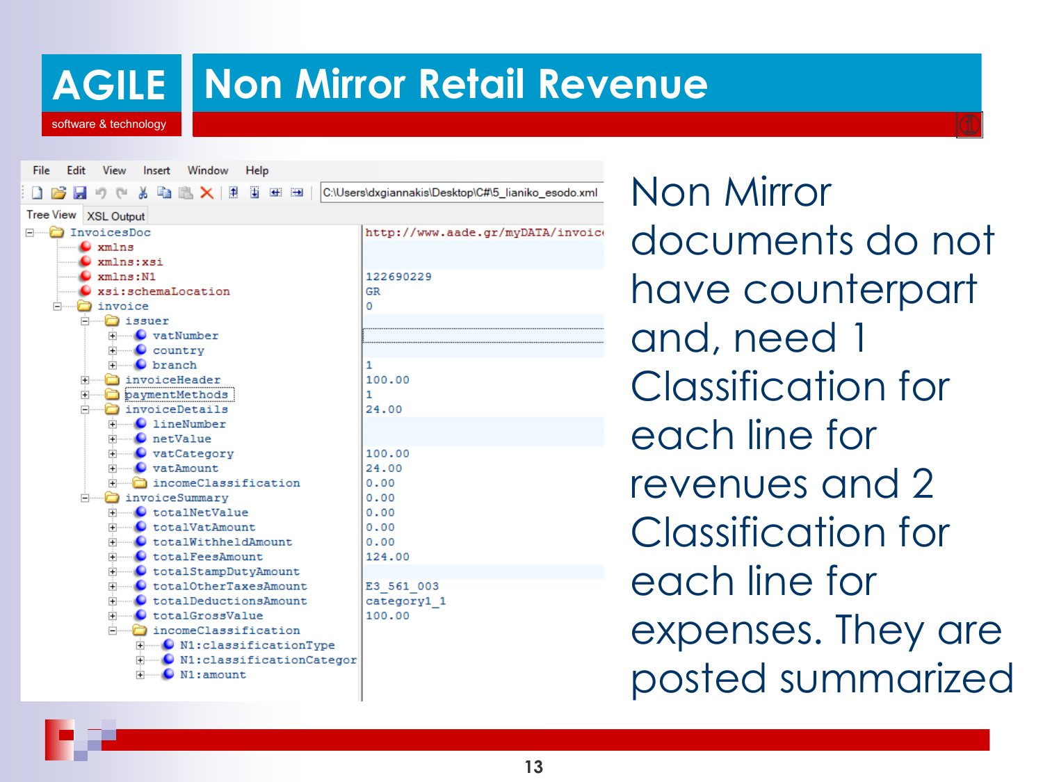# Non Mirror Retail Revenue

```
File  Edit  View  Insert  Window  Help
C:\Users\dxgiannakis\Desktop\C#\5_lianiko_esodo.xml

Tree View | XSL Output

InvoicesDoc                              http://www.aade.gr/myDATA/invoic
  xmlns
  xmlns:xsi
  xmlns:N1
  xsi:schemaLocation
  invoice
    issuer
      vatNumber                          122690229
      country                            GR
      branch                             0
    invoiceHeader
    paymentMethods
    invoiceDetails
      lineNumber                         1
      netValue                           100.00
      vatCategory                        1
      vatAmount                          24.00
      incomeClassification
    invoiceSummary
      totalNetValue                      100.00
      totalVatAmount                     24.00
      totalWithheldAmount                0.00
      totalFeesAmount                    0.00
      totalStampDutyAmount               0.00
      totalOtherTaxesAmount              0.00
      totalDeductionsAmount              0.00
      totalGrossValue                    124.00
      incomeClassification
        N1:classificationType            E3_561_003
        N1:classificationCategor         category1_1
        N1:amount                        100.00
```

Non Mirror documents do not have counterpart and, need 1 Classification for each line for revenues and 2 Classification for each line for expenses. They are posted summarized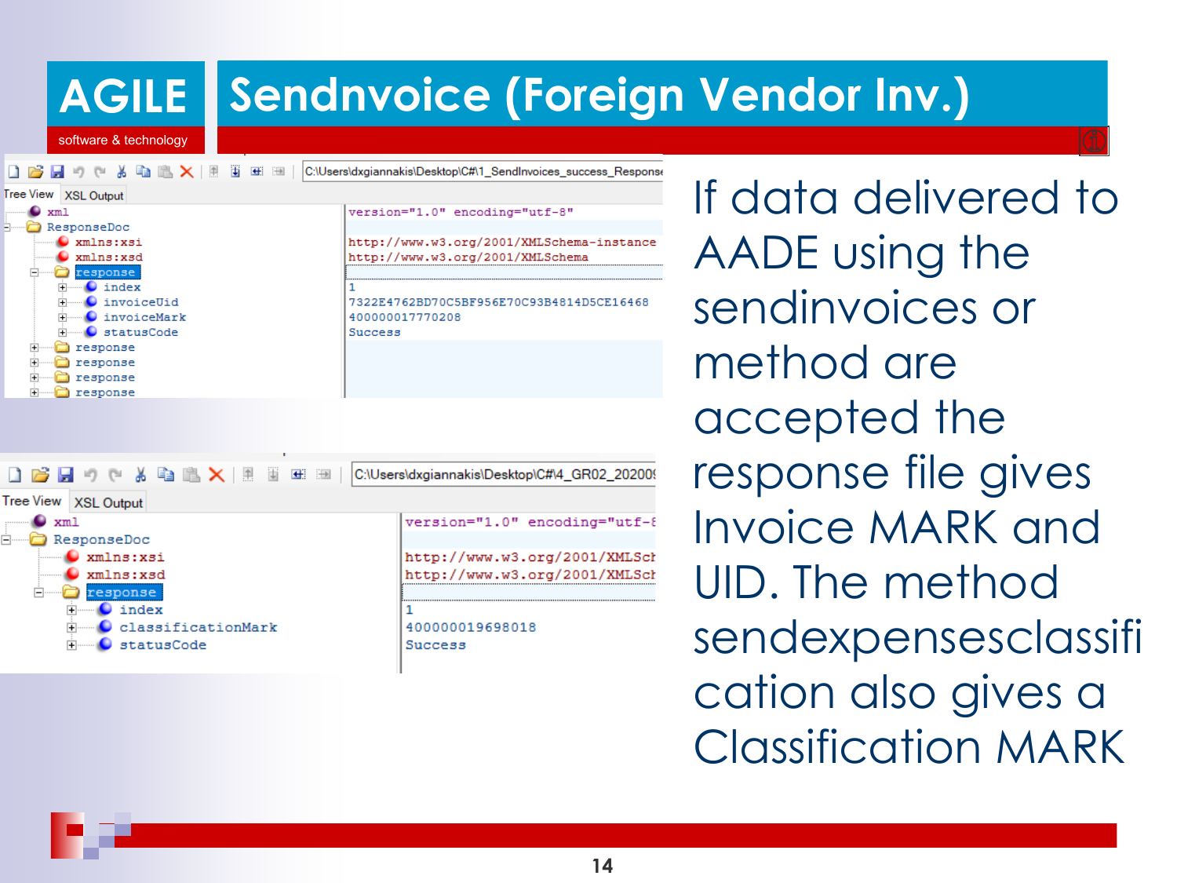# Sendnvoice (Foreign Vendor Inv.)

```
C:\Users\dxgiannakis\Desktop\C#\1_SendInvoices_success_Response

Tree View | XSL Output

xml                      version="1.0" encoding="utf-8"
ResponseDoc
  xmlns:xsi              http://www.w3.org/2001/XMLSchema-instance
  xmlns:xsd              http://www.w3.org/2001/XMLSchema
  response
    index                1
    invoiceUid           7322E4762BD70C5BF956E70C93B4814D5CE16468
    invoiceMark          400000017770208
    statusCode           Success
  response
  response
  response
  response
```

```
C:\Users\dxgiannakis\Desktop\C#\4_GR02_20200

Tree View | XSL Output

xml                      version="1.0" encoding="utf-8
ResponseDoc
  xmlns:xsi              http://www.w3.org/2001/XMLSch
  xmlns:xsd              http://www.w3.org/2001/XMLSch
  response
    index                1
    classificationMark   400000019698018
    statusCode           Success
```

If data delivered to AADE using the sendinvoices or method are accepted the response file gives Invoice MARK and UID. The method sendexpensesclassification also gives a Classification MARK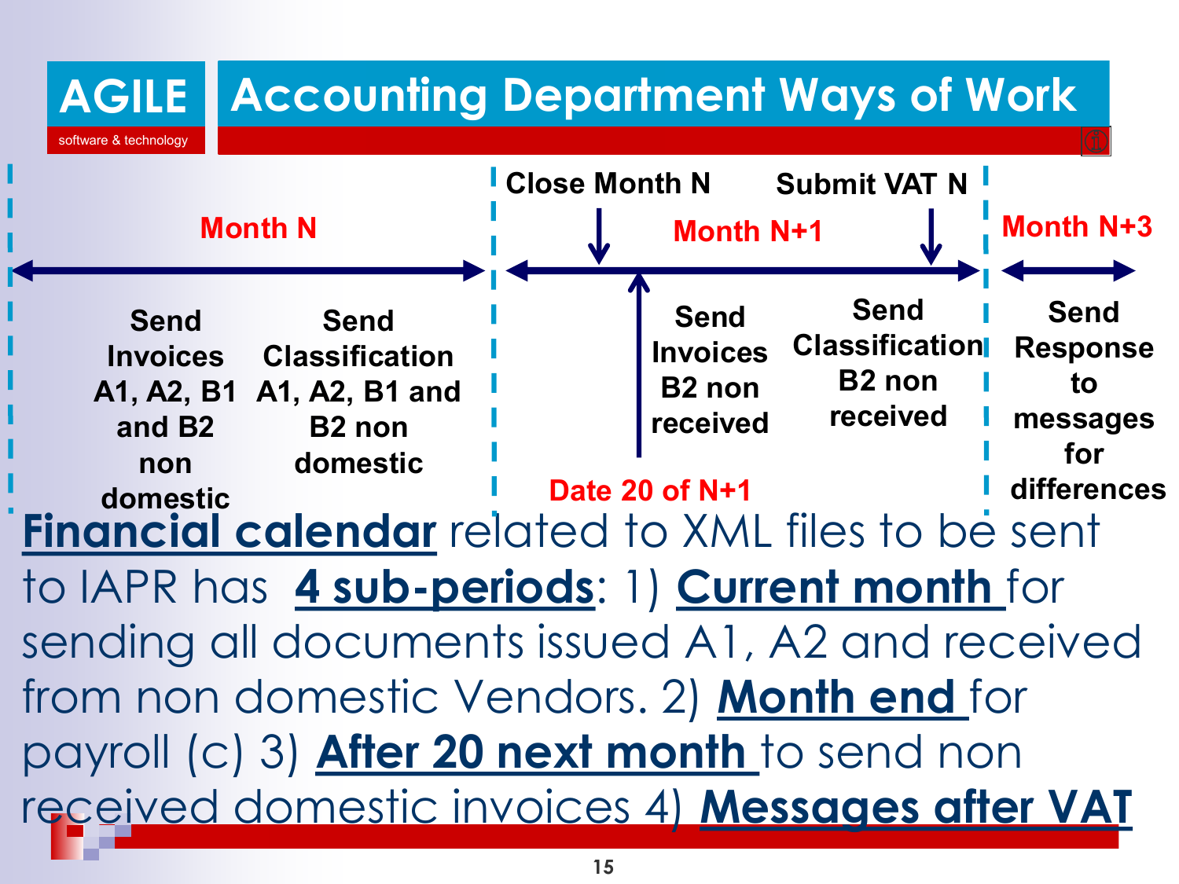# AGILE software & technology — Accounting Department Ways of Work

**Month N**

- Send Invoices A1, A2, B1 and B2 non domestic
- Send Classification A1, A2, B1 and B2 non domestic

**Close Month N**

**Month N+1**

**Date 20 of N+1**

- Send Invoices B2 non received
- Send Classification B2 non received

**Submit VAT N**

**Month N+3**

- Send Response to messages for differences

**Financial calendar** related to XML files to be sent to IAPR has **4 sub-periods**: 1) **Current month** for sending all documents issued A1, A2 and received from non domestic Vendors. 2) **Month end** for payroll (c) 3) **After 20 next month** to send non received domestic invoices 4) **Messages after VAT**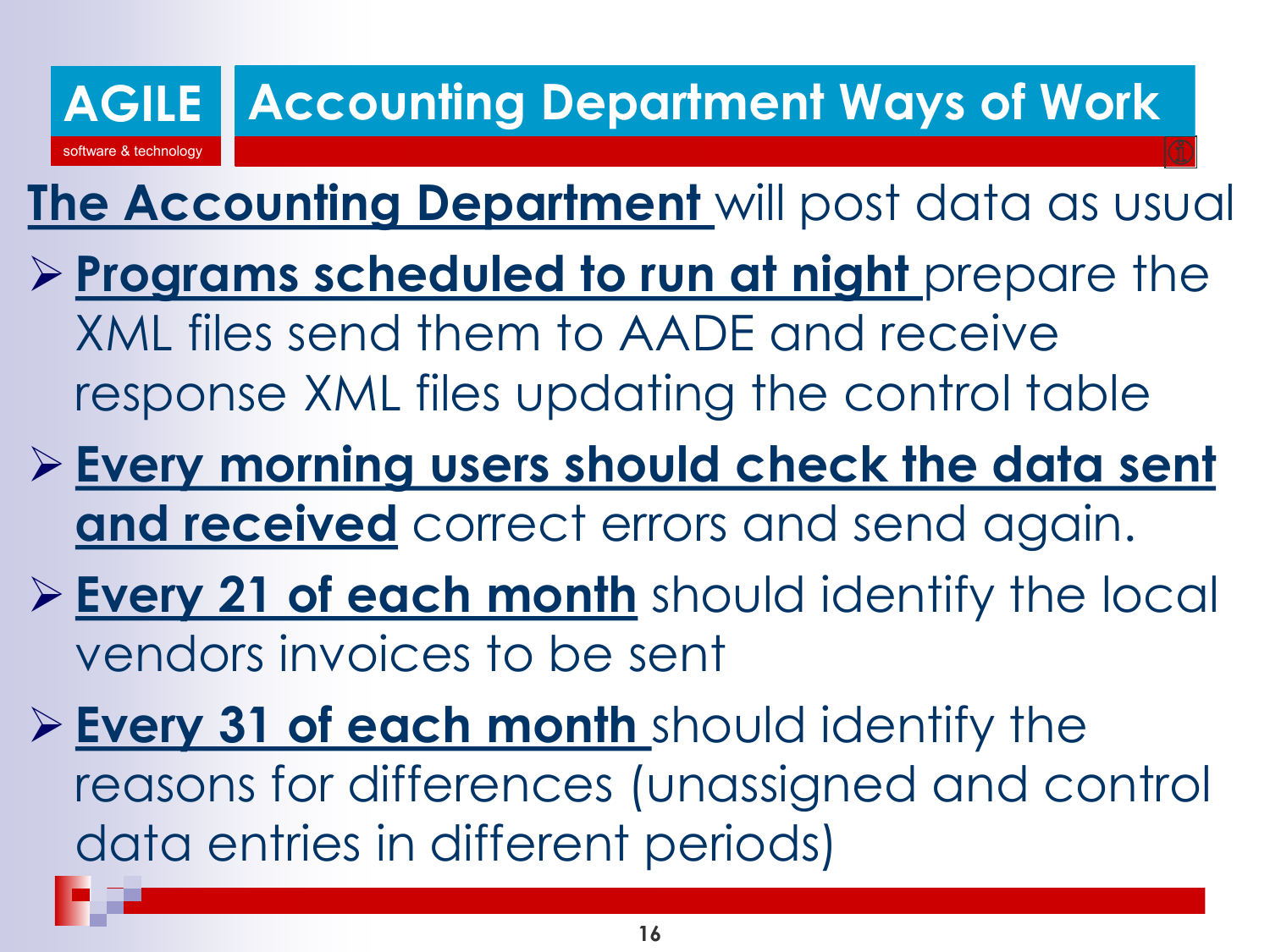AGILE software & technology

# Accounting Department Ways of Work

**The Accounting Department** will post data as usual

- **Programs scheduled to run at night** prepare the XML files send them to AADE and receive response XML files updating the control table
- **Every morning users should check the data sent and received** correct errors and send again.
- **Every 21 of each month** should identify the local vendors invoices to be sent
- **Every 31 of each month** should identify the reasons for differences (unassigned and control data entries in different periods)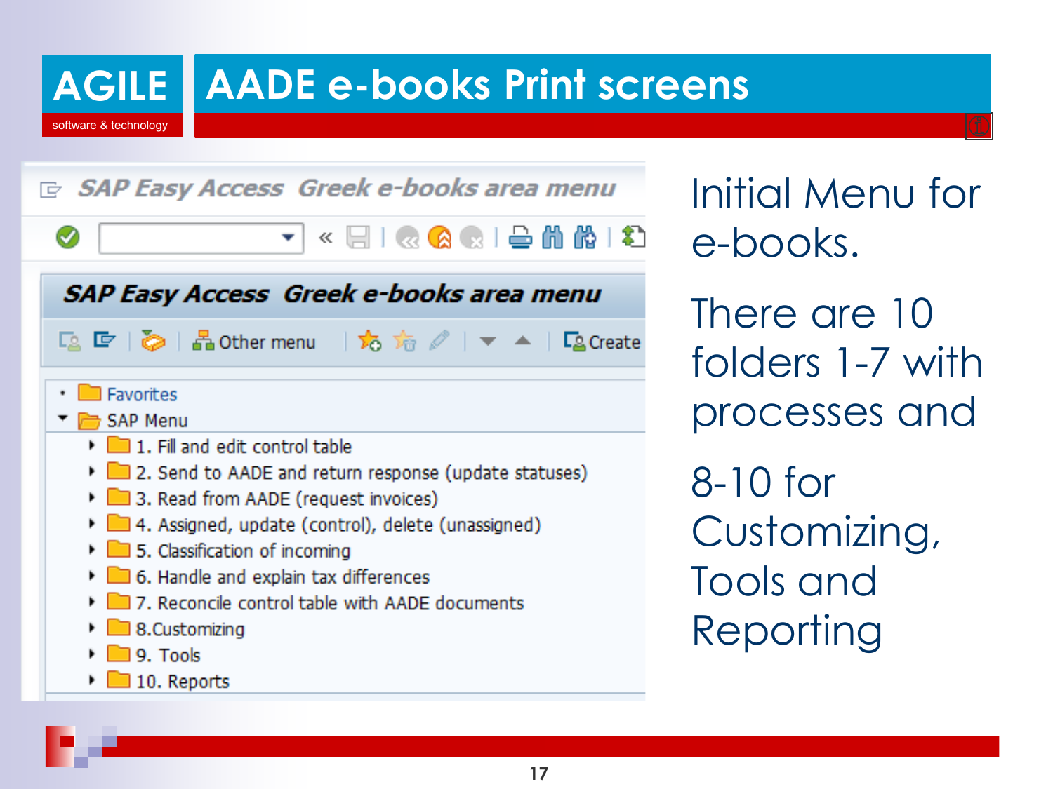# AADE e-books Print screens

**SAP Easy Access Greek e-books area menu**

- Favorites
- SAP Menu
  - 1. Fill and edit control table
  - 2. Send to AADE and return response (update statuses)
  - 3. Read from AADE (request invoices)
  - 4. Assigned, update (control), delete (unassigned)
  - 5. Classification of incoming
  - 6. Handle and explain tax differences
  - 7. Reconcile control table with AADE documents
  - 8.Customizing
  - 9. Tools
  - 10. Reports

Initial Menu for e-books.

There are 10 folders 1-7 with processes and

8-10 for Customizing, Tools and Reporting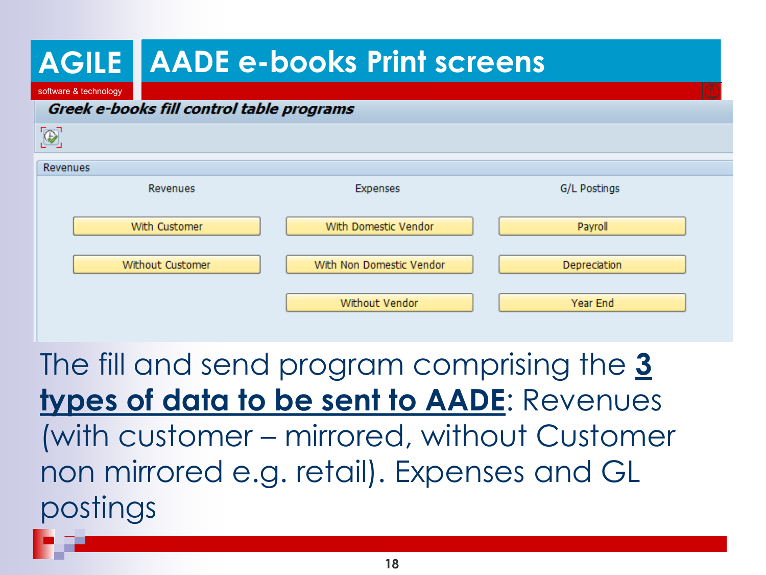# AADE e-books Print screens

***Greek e-books fill control table programs***

Revenues

| Revenues | Expenses | G/L Postings |
| --- | --- | --- |
| With Customer | With Domestic Vendor | Payroll |
| Without Customer | With Non Domestic Vendor | Depreciation |
| | Without Vendor | Year End |

The fill and send program comprising the **3 types of data to be sent to AADE**: Revenues (with customer – mirrored, without Customer non mirrored e.g. retail). Expenses and GL postings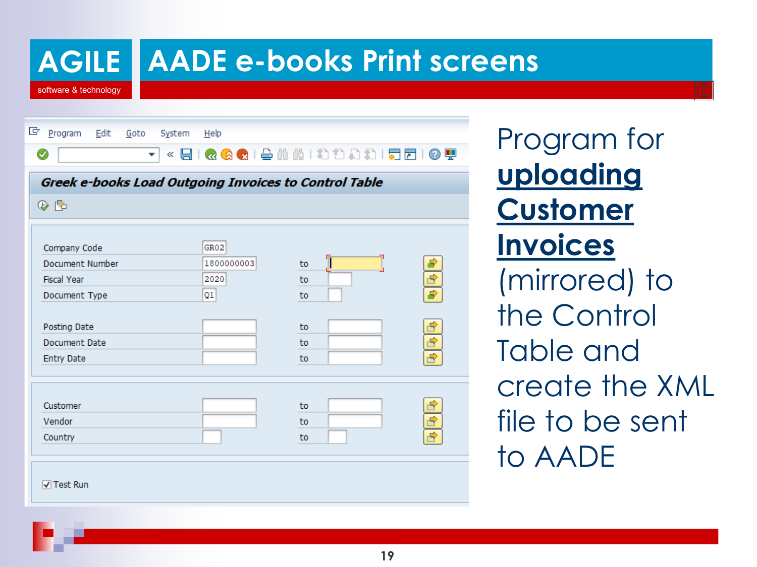# AADE e-books Print screens

**Greek e-books Load Outgoing Invoices to Control Table**

| Field | From | | To |
|---|---|---|---|
| Company Code | GR02 | | |
| Document Number | 1800000003 | to | |
| Fiscal Year | 2020 | to | |
| Document Type | Q1 | to | |
| Posting Date | | to | |
| Document Date | | to | |
| Entry Date | | to | |
| Customer | | to | |
| Vendor | | to | |
| Country | | to | |

☑ Test Run

Program for **uploading Customer Invoices** (mirrored) to the Control Table and create the XML file to be sent to AADE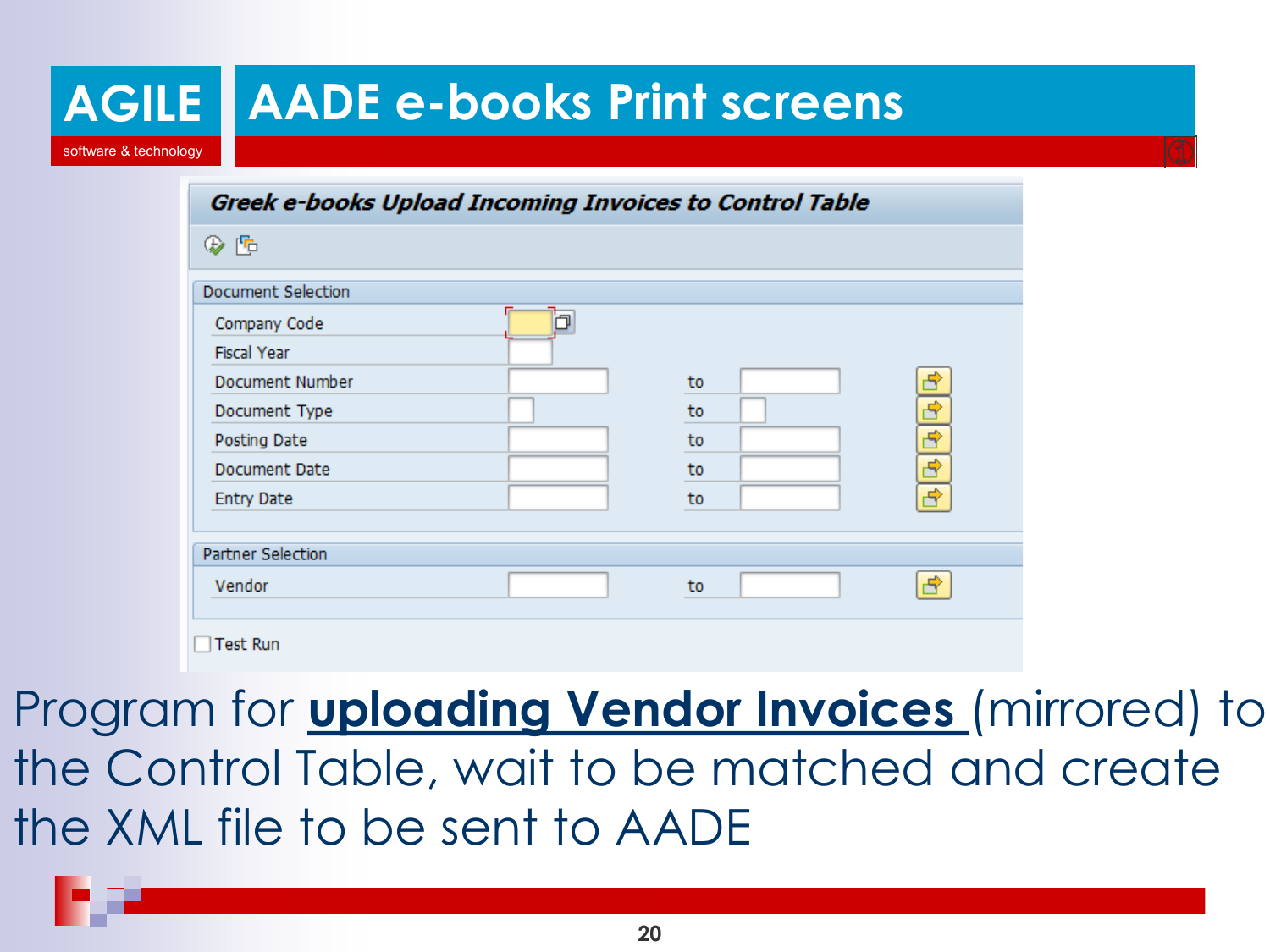# AADE e-books Print screens

**Greek e-books Upload Incoming Invoices to Control Table**

Document Selection

| Field | From | | To |
|---|---|---|---|
| Company Code | | | |
| Fiscal Year | | | |
| Document Number | | to | |
| Document Type | | to | |
| Posting Date | | to | |
| Document Date | | to | |
| Entry Date | | to | |

Partner Selection

| Field | From | | To |
|---|---|---|---|
| Vendor | | to | |

☐ Test Run

Program for **uploading Vendor Invoices** (mirrored) to the Control Table, wait to be matched and create the XML file to be sent to AADE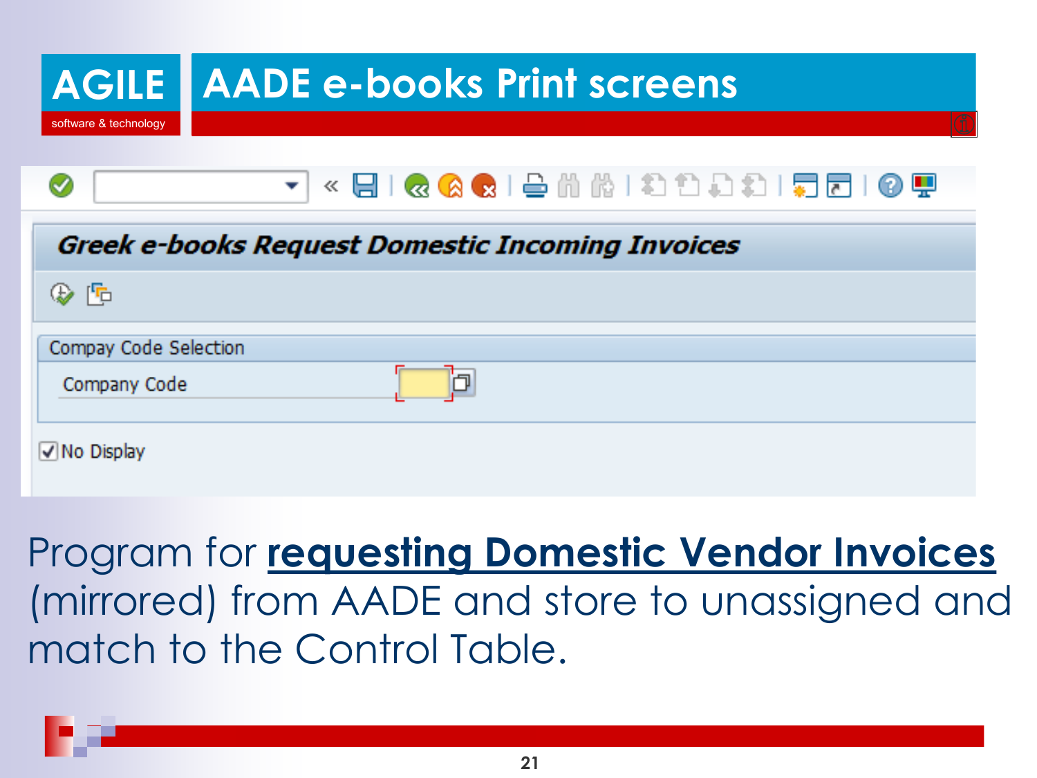# AADE e-books Print screens

**Greek e-books Request Domestic Incoming Invoices**

Compay Code Selection

Company Code

No Display

Program for **requesting Domestic Vendor Invoices** (mirrored) from AADE and store to unassigned and match to the Control Table.